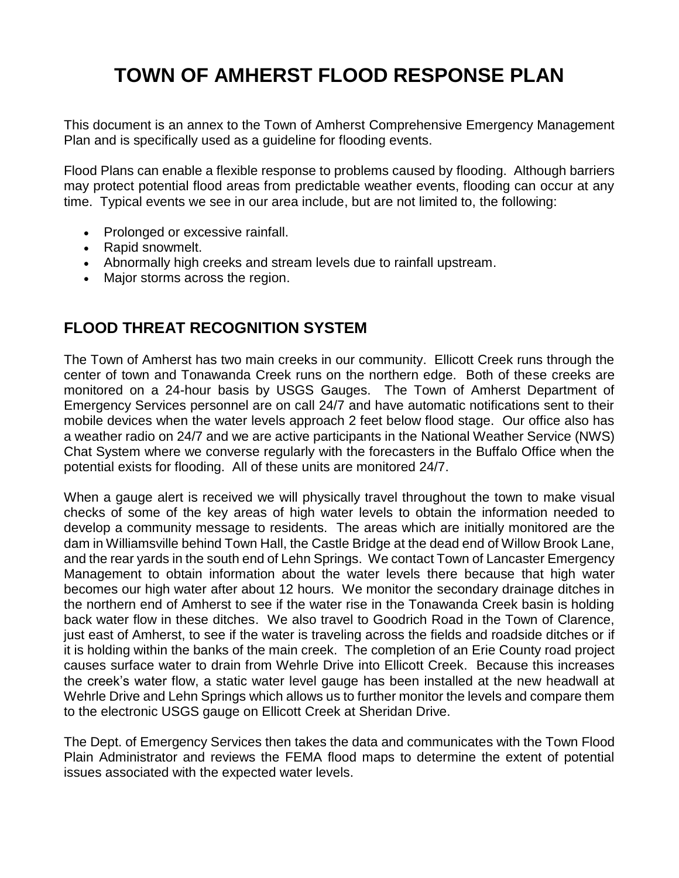# TOWN OF AMHERST FLOOD RESPONSE PLAN

This document is an annex to the Town of Amherst Comprehensive Emergency Management Plan and is specifically used as a guideline for flooding events.

Flood Plans can enable a flexible response to problems caused by flooding. Although barriers may protect potential flood areas from predictable weather events, flooding can occur at any time. Typical events we see in our area include, but are not limited to, the following:

- Prolonged or excessive rainfall.
- Rapid snowmelt.
- Abnormally high creeks and stream levels due to rainfall upstream.
- Major storms across the region.

## FLOOD THREAT RECOGNITION SYSTEM

The Town of Amherst has two main creeks in our community. Ellicott Creek runs through the center of town and Tonawanda Creek runs on the northern edge. Both of these creeks are monitored on a 24-hour basis by USGS Gauges. The Town of Amherst Department of Emergency Services personnel are on call 24/7 and have automatic notifications sent to their mobile devices when the water levels approach 2 feet below flood stage. Our office also has a weather radio on 24/7 and we are active participants in the National Weather Service (NWS) Chat System where we converse regularly with the forecasters in the Buffalo Office when the potential exists for flooding. All of these units are monitored 24/7.

When a gauge alert is received we will physically travel throughout the town to make visual checks of some of the key areas of high water levels to obtain the information needed to develop a community message to residents. The areas which are initially monitored are the dam in Williamsville behind Town Hall, the Castle Bridge at the dead end of Willow Brook Lane, and the rear yards in the south end of Lehn Springs. We contact Town of Lancaster Emergency Management to obtain information about the water levels there because that high water becomes our high water after about 12 hours. We monitor the secondary drainage ditches in the northern end of Amherst to see if the water rise in the Tonawanda Creek basin is holding back water flow in these ditches. We also travel to Goodrich Road in the Town of Clarence, just east of Amherst, to see if the water is traveling across the fields and roadside ditches or if it is holding within the banks of the main creek. The completion of an Erie County road project causes surface water to drain from Wehrle Drive into Ellicott Creek. Because this increases the creek's water flow, a static water level gauge has been installed at the new headwall at Wehrle Drive and Lehn Springs which allows us to further monitor the levels and compare them to the electronic USGS gauge on Ellicott Creek at Sheridan Drive.

The Dept. of Emergency Services then takes the data and communicates with the Town Flood Plain Administrator and reviews the FEMA flood maps to determine the extent of potential issues associated with the expected water levels.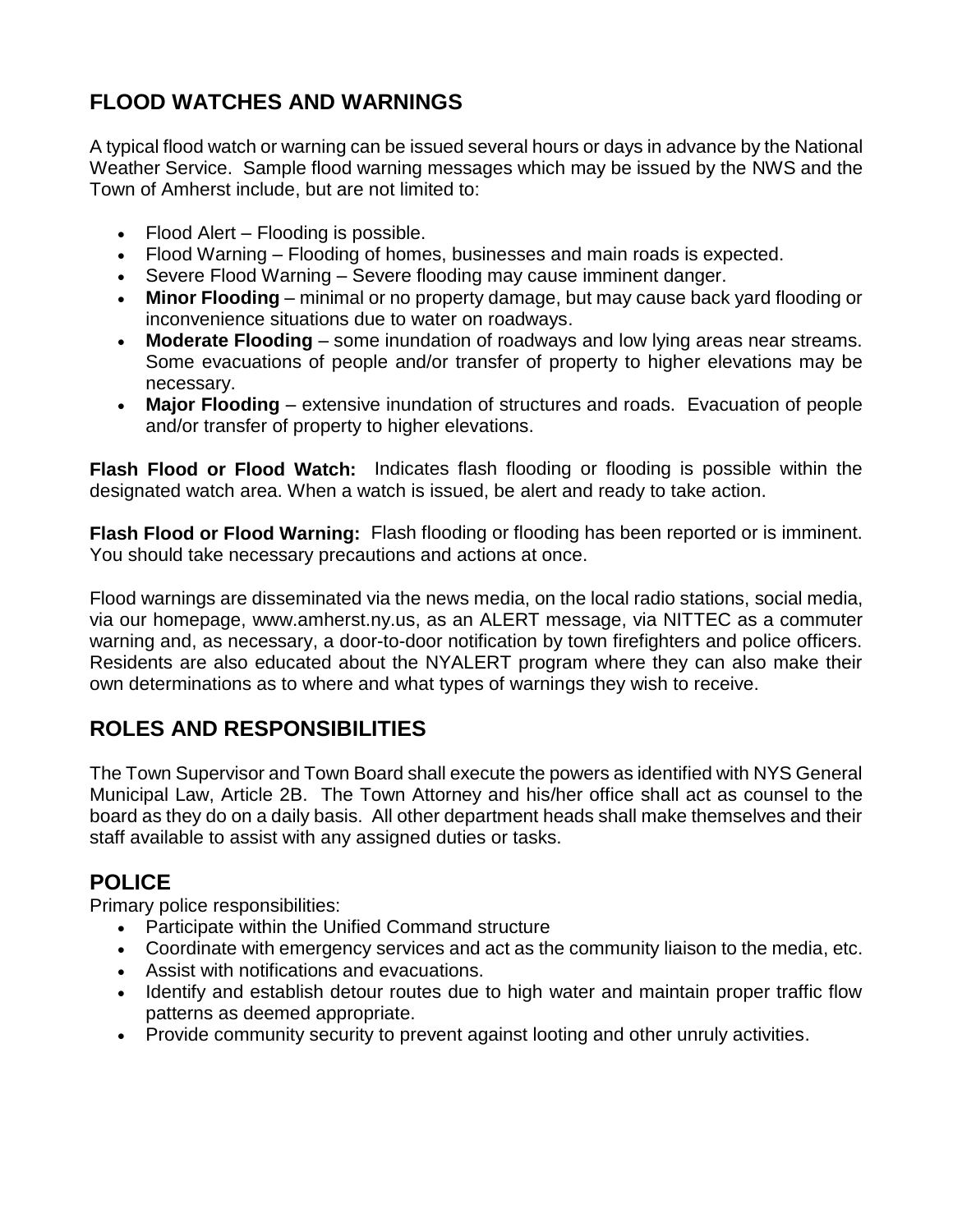## FLOOD WATCHES AND WARNINGS

A typical flood watch or warning can be issued several hours or days in advance by the National Weather Service. Sample flood warning messages which may be issued by the NWS and the Town of Amherst include, but are not limited to:

- Flood Alert – Flooding is possible.
- Flood Warning – Flooding of homes, businesses and main roads is expected.
- Severe Flood Warning – Severe flooding may cause imminent danger.
- **Minor Flooding** – minimal or no property damage, but may cause back yard flooding or inconvenience situations due to water on roadways.
- **Moderate Flooding** – some inundation of roadways and low lying areas near streams. Some evacuations of people and/or transfer of property to higher elevations may be necessary.
- **Major Flooding** – extensive inundation of structures and roads. Evacuation of people and/or transfer of property to higher elevations.

**Flash Flood or Flood Watch:** Indicates flash flooding or flooding is possible within the designated watch area. When a watch is issued, be alert and ready to take action.

**Flash Flood or Flood Warning:** Flash flooding or flooding has been reported or is imminent. You should take necessary precautions and actions at once.

Flood warnings are disseminated via the news media, on the local radio stations, social media, via our homepage, www.amherst.ny.us, as an ALERT message, via NITTEC as a commuter warning and, as necessary, a door-to-door notification by town firefighters and police officers. Residents are also educated about the NYALERT program where they can also make their own determinations as to where and what types of warnings they wish to receive.

## ROLES AND RESPONSIBILITIES

The Town Supervisor and Town Board shall execute the powers as identified with NYS General Municipal Law, Article 2B. The Town Attorney and his/her office shall act as counsel to the board as they do on a daily basis. All other department heads shall make themselves and their staff available to assist with any assigned duties or tasks.

## POLICE

Primary police responsibilities:

- Participate within the Unified Command structure
- Coordinate with emergency services and act as the community liaison to the media, etc.
- Assist with notifications and evacuations.
- Identify and establish detour routes due to high water and maintain proper traffic flow patterns as deemed appropriate.
- Provide community security to prevent against looting and other unruly activities.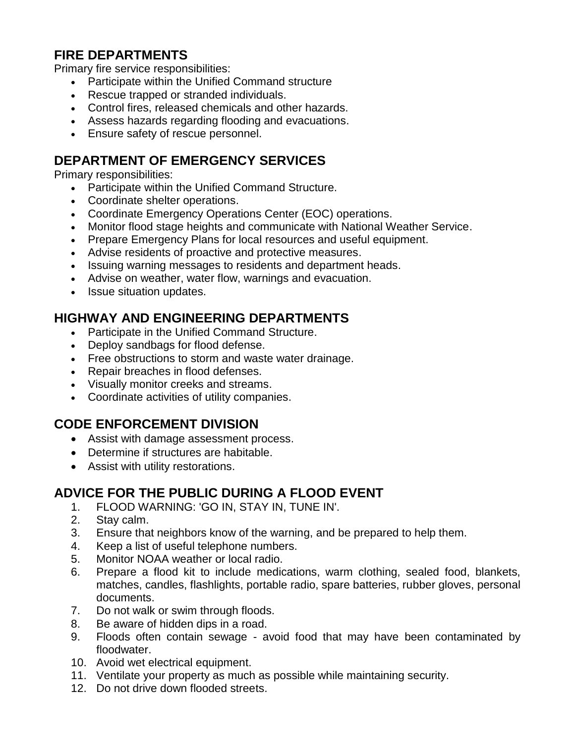## FIRE DEPARTMENTS

Primary fire service responsibilities:

- Participate within the Unified Command structure
- Rescue trapped or stranded individuals.
- Control fires, released chemicals and other hazards.
- Assess hazards regarding flooding and evacuations.
- Ensure safety of rescue personnel.

## DEPARTMENT OF EMERGENCY SERVICES

Primary responsibilities:

- Participate within the Unified Command Structure.
- Coordinate shelter operations.
- Coordinate Emergency Operations Center (EOC) operations.
- Monitor flood stage heights and communicate with National Weather Service.
- Prepare Emergency Plans for local resources and useful equipment.
- Advise residents of proactive and protective measures.
- Issuing warning messages to residents and department heads.
- Advise on weather, water flow, warnings and evacuation.
- Issue situation updates.

## HIGHWAY AND ENGINEERING DEPARTMENTS

- Participate in the Unified Command Structure.
- Deploy sandbags for flood defense.
- Free obstructions to storm and waste water drainage.
- Repair breaches in flood defenses.
- Visually monitor creeks and streams.
- Coordinate activities of utility companies.

## CODE ENFORCEMENT DIVISION

- Assist with damage assessment process.
- Determine if structures are habitable.
- Assist with utility restorations.

## ADVICE FOR THE PUBLIC DURING A FLOOD EVENT

1. FLOOD WARNING: 'GO IN, STAY IN, TUNE IN'.
2. Stay calm.
3. Ensure that neighbors know of the warning, and be prepared to help them.
4. Keep a list of useful telephone numbers.
5. Monitor NOAA weather or local radio.
6. Prepare a flood kit to include medications, warm clothing, sealed food, blankets, matches, candles, flashlights, portable radio, spare batteries, rubber gloves, personal documents.
7. Do not walk or swim through floods.
8. Be aware of hidden dips in a road.
9. Floods often contain sewage - avoid food that may have been contaminated by floodwater.
10. Avoid wet electrical equipment.
11. Ventilate your property as much as possible while maintaining security.
12. Do not drive down flooded streets.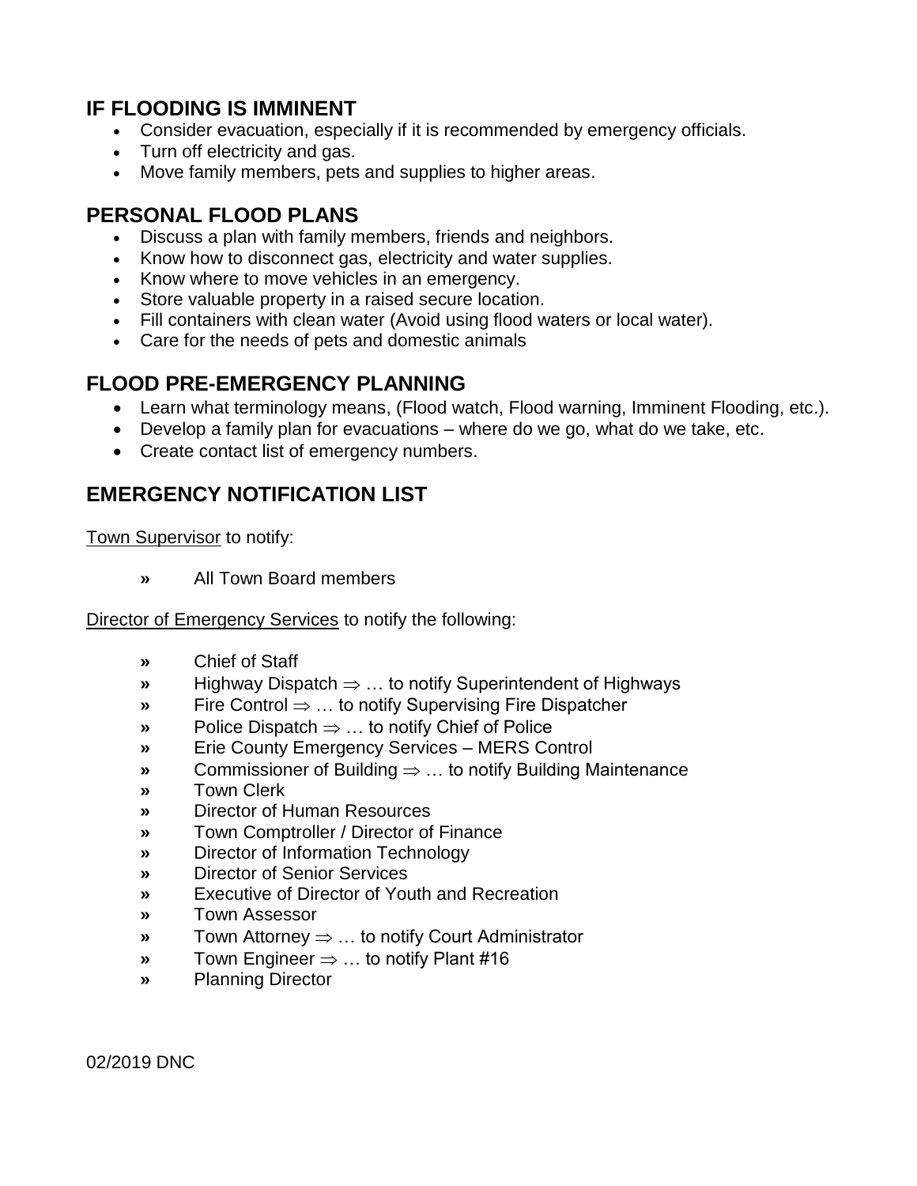## IF FLOODING IS IMMINENT

- Consider evacuation, especially if it is recommended by emergency officials.
- Turn off electricity and gas.
- Move family members, pets and supplies to higher areas.

## PERSONAL FLOOD PLANS

- Discuss a plan with family members, friends and neighbors.
- Know how to disconnect gas, electricity and water supplies.
- Know where to move vehicles in an emergency.
- Store valuable property in a raised secure location.
- Fill containers with clean water (Avoid using flood waters or local water).
- Care for the needs of pets and domestic animals

## FLOOD PRE-EMERGENCY PLANNING

- Learn what terminology means, (Flood watch, Flood warning, Imminent Flooding, etc.).
- Develop a family plan for evacuations – where do we go, what do we take, etc.
- Create contact list of emergency numbers.

## EMERGENCY NOTIFICATION LIST

Town Supervisor to notify:

- » All Town Board members

Director of Emergency Services to notify the following:

- » Chief of Staff
- » Highway Dispatch ⇒ … to notify Superintendent of Highways
- » Fire Control ⇒ … to notify Supervising Fire Dispatcher
- » Police Dispatch ⇒ … to notify Chief of Police
- » Erie County Emergency Services – MERS Control
- » Commissioner of Building ⇒ … to notify Building Maintenance
- » Town Clerk
- » Director of Human Resources
- » Town Comptroller / Director of Finance
- » Director of Information Technology
- » Director of Senior Services
- » Executive of Director of Youth and Recreation
- » Town Assessor
- » Town Attorney ⇒ … to notify Court Administrator
- » Town Engineer ⇒ … to notify Plant #16
- » Planning Director

02/2019 DNC